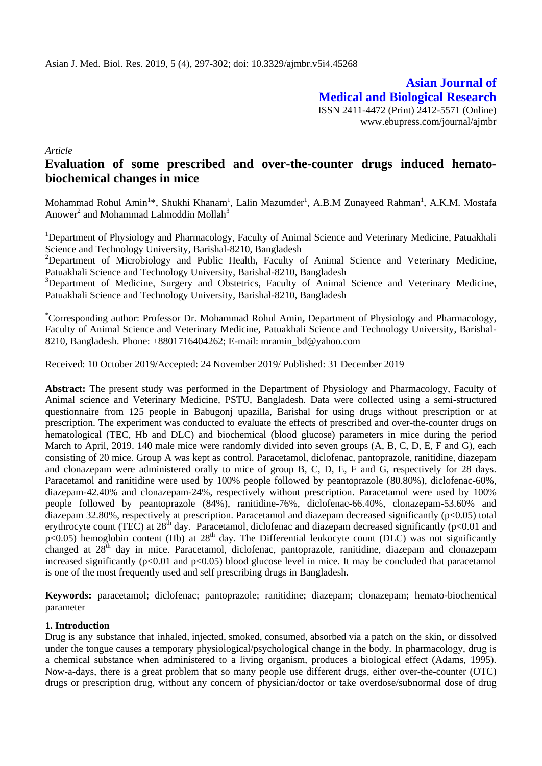*Article*

# Evaluation of some prescribed and over-the-counter drugs induced hemato-biochemical changes in mice

Mohammad Rohul Amin[1]*, Shukhi Khanam[1], Lalin Mazumder[1], A.B.M Zunayeed Rahman[1], A.K.M. Mostafa Anower[2] and Mohammad Lalmoddin Mollah[3]

[1]Department of Physiology and Pharmacology, Faculty of Animal Science and Veterinary Medicine, Patuakhali Science and Technology University, Barishal-8210, Bangladesh

[2]Department of Microbiology and Public Health, Faculty of Animal Science and Veterinary Medicine, Patuakhali Science and Technology University, Barishal-8210, Bangladesh

[3]Department of Medicine, Surgery and Obstetrics, Faculty of Animal Science and Veterinary Medicine, Patuakhali Science and Technology University, Barishal-8210, Bangladesh

*Corresponding author: Professor Dr. Mohammad Rohul Amin**,** Department of Physiology and Pharmacology, Faculty of Animal Science and Veterinary Medicine, Patuakhali Science and Technology University, Barishal-8210, Bangladesh. Phone: +8801716404262; E-mail: mramin_bd@yahoo.com

Received: 10 October 2019/Accepted: 24 November 2019/ Published: 31 December 2019

**Abstract:** The present study was performed in the Department of Physiology and Pharmacology, Faculty of Animal science and Veterinary Medicine, PSTU, Bangladesh. Data were collected using a semi-structured questionnaire from 125 people in Babugonj upazilla, Barishal for using drugs without prescription or at prescription. The experiment was conducted to evaluate the effects of prescribed and over-the-counter drugs on hematological (TEC, Hb and DLC) and biochemical (blood glucose) parameters in mice during the period March to April, 2019. 140 male mice were randomly divided into seven groups (A, B, C, D, E, F and G), each consisting of 20 mice. Group A was kept as control. Paracetamol, diclofenac, pantoprazole, ranitidine, diazepam and clonazepam were administered orally to mice of group B, C, D, E, F and G, respectively for 28 days. Paracetamol and ranitidine were used by 100% people followed by peantoprazole (80.80%), diclofenac-60%, diazepam-42.40% and clonazepam-24%, respectively without prescription. Paracetamol were used by 100% people followed by peantoprazole (84%), ranitidine-76%, diclofenac-66.40%, clonazepam-53.60% and diazepam 32.80%, respectively at prescription. Paracetamol and diazepam decreased significantly ($p<0.05$) total erythrocyte count (TEC) at 28$^{th}$ day. Paracetamol, diclofenac and diazepam decreased significantly ($p<0.01$ and $p<0.05$) hemoglobin content (Hb) at 28$^{th}$ day. The Differential leukocyte count (DLC) was not significantly changed at 28$^{th}$ day in mice. Paracetamol, diclofenac, pantoprazole, ranitidine, diazepam and clonazepam increased significantly ($p<0.01$ and $p<0.05$) blood glucose level in mice. It may be concluded that paracetamol is one of the most frequently used and self prescribing drugs in Bangladesh.

**Keywords:** paracetamol; diclofenac; pantoprazole; ranitidine; diazepam; clonazepam; hemato-biochemical parameter

## 1. Introduction

Drug is any substance that inhaled, injected, smoked, consumed, absorbed via a patch on the skin, or dissolved under the tongue causes a temporary physiological/psychological change in the body. In pharmacology, drug is a chemical substance when administered to a living organism, produces a biological effect (Adams, 1995). Now-a-days, there is a great problem that so many people use different drugs, either over-the-counter (OTC) drugs or prescription drug, without any concern of physician/doctor or take overdose/subnormal dose of drug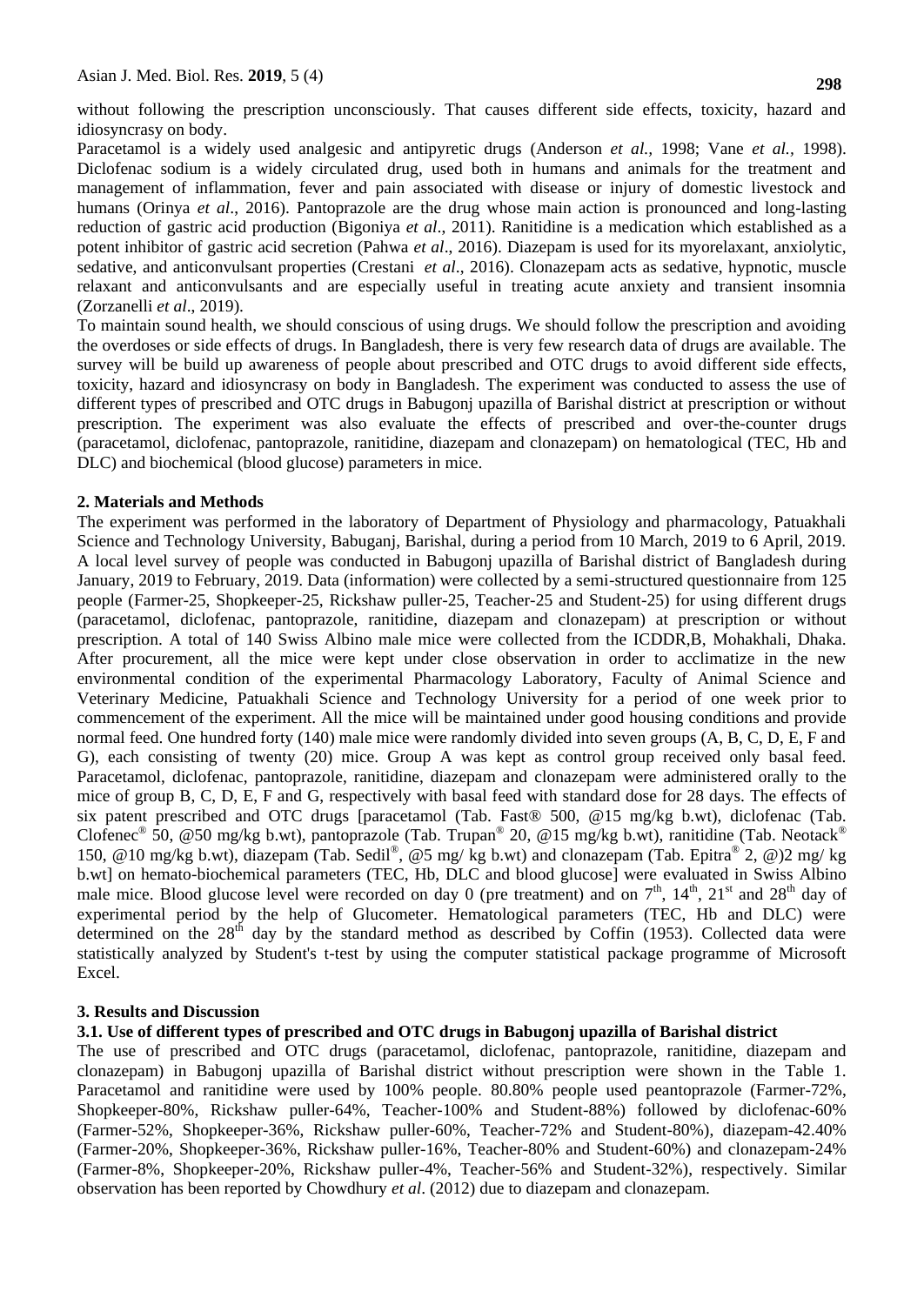without following the prescription unconsciously. That causes different side effects, toxicity, hazard and idiosyncrasy on body.

Paracetamol is a widely used analgesic and antipyretic drugs (Anderson *et al.,* 1998; Vane *et al.,* 1998). Diclofenac sodium is a widely circulated drug, used both in humans and animals for the treatment and management of inflammation, fever and pain associated with disease or injury of domestic livestock and humans (Orinya *et al*., 2016). Pantoprazole are the drug whose main action is pronounced and long-lasting reduction of gastric acid production (Bigoniya *et al*., 2011). Ranitidine is a medication which established as a potent inhibitor of gastric acid secretion (Pahwa *et al*., 2016). Diazepam is used for its myorelaxant, anxiolytic, sedative, and anticonvulsant properties (Crestani *et al*., 2016). Clonazepam acts as sedative, hypnotic, muscle relaxant and anticonvulsants and are especially useful in treating acute anxiety and transient insomnia (Zorzanelli *et al*., 2019).

To maintain sound health, we should conscious of using drugs. We should follow the prescription and avoiding the overdoses or side effects of drugs. In Bangladesh, there is very few research data of drugs are available. The survey will be build up awareness of people about prescribed and OTC drugs to avoid different side effects, toxicity, hazard and idiosyncrasy on body in Bangladesh. The experiment was conducted to assess the use of different types of prescribed and OTC drugs in Babugonj upazilla of Barishal district at prescription or without prescription. The experiment was also evaluate the effects of prescribed and over-the-counter drugs (paracetamol, diclofenac, pantoprazole, ranitidine, diazepam and clonazepam) on hematological (TEC, Hb and DLC) and biochemical (blood glucose) parameters in mice.

## 2. Materials and Methods

The experiment was performed in the laboratory of Department of Physiology and pharmacology, Patuakhali Science and Technology University, Babuganj, Barishal, during a period from 10 March, 2019 to 6 April, 2019. A local level survey of people was conducted in Babugonj upazilla of Barishal district of Bangladesh during January, 2019 to February, 2019. Data (information) were collected by a semi-structured questionnaire from 125 people (Farmer-25, Shopkeeper-25, Rickshaw puller-25, Teacher-25 and Student-25) for using different drugs (paracetamol, diclofenac, pantoprazole, ranitidine, diazepam and clonazepam) at prescription or without prescription. A total of 140 Swiss Albino male mice were collected from the ICDDR,B, Mohakhali, Dhaka. After procurement, all the mice were kept under close observation in order to acclimatize in the new environmental condition of the experimental Pharmacology Laboratory, Faculty of Animal Science and Veterinary Medicine, Patuakhali Science and Technology University for a period of one week prior to commencement of the experiment. All the mice will be maintained under good housing conditions and provide normal feed. One hundred forty (140) male mice were randomly divided into seven groups (A, B, C, D, E, F and G), each consisting of twenty (20) mice. Group A was kept as control group received only basal feed. Paracetamol, diclofenac, pantoprazole, ranitidine, diazepam and clonazepam were administered orally to the mice of group B, C, D, E, F and G, respectively with basal feed with standard dose for 28 days. The effects of six patent prescribed and OTC drugs [paracetamol (Tab. Fast® 500, @15 mg/kg b.wt), diclofenac (Tab. Clofenec® 50, @50 mg/kg b.wt), pantoprazole (Tab. Trupan® 20, @15 mg/kg b.wt), ranitidine (Tab. Neotack® 150, @10 mg/kg b.wt), diazepam (Tab. Sedil®, @5 mg/ kg b.wt) and clonazepam (Tab. Epitra® 2, @)2 mg/ kg b.wt] on hemato-biochemical parameters (TEC, Hb, DLC and blood glucose] were evaluated in Swiss Albino male mice. Blood glucose level were recorded on day 0 (pre treatment) and on 7th, 14th, 21st and 28th day of experimental period by the help of Glucometer. Hematological parameters (TEC, Hb and DLC) were determined on the 28th day by the standard method as described by Coffin (1953). Collected data were statistically analyzed by Student's t-test by using the computer statistical package programme of Microsoft Excel.

## 3. Results and Discussion

### 3.1. Use of different types of prescribed and OTC drugs in Babugonj upazilla of Barishal district

The use of prescribed and OTC drugs (paracetamol, diclofenac, pantoprazole, ranitidine, diazepam and clonazepam) in Babugonj upazilla of Barishal district without prescription were shown in the Table 1. Paracetamol and ranitidine were used by 100% people. 80.80% people used peantoprazole (Farmer-72%, Shopkeeper-80%, Rickshaw puller-64%, Teacher-100% and Student-88%) followed by diclofenac-60% (Farmer-52%, Shopkeeper-36%, Rickshaw puller-60%, Teacher-72% and Student-80%), diazepam-42.40% (Farmer-20%, Shopkeeper-36%, Rickshaw puller-16%, Teacher-80% and Student-60%) and clonazepam-24% (Farmer-8%, Shopkeeper-20%, Rickshaw puller-4%, Teacher-56% and Student-32%), respectively. Similar observation has been reported by Chowdhury *et al*. (2012) due to diazepam and clonazepam.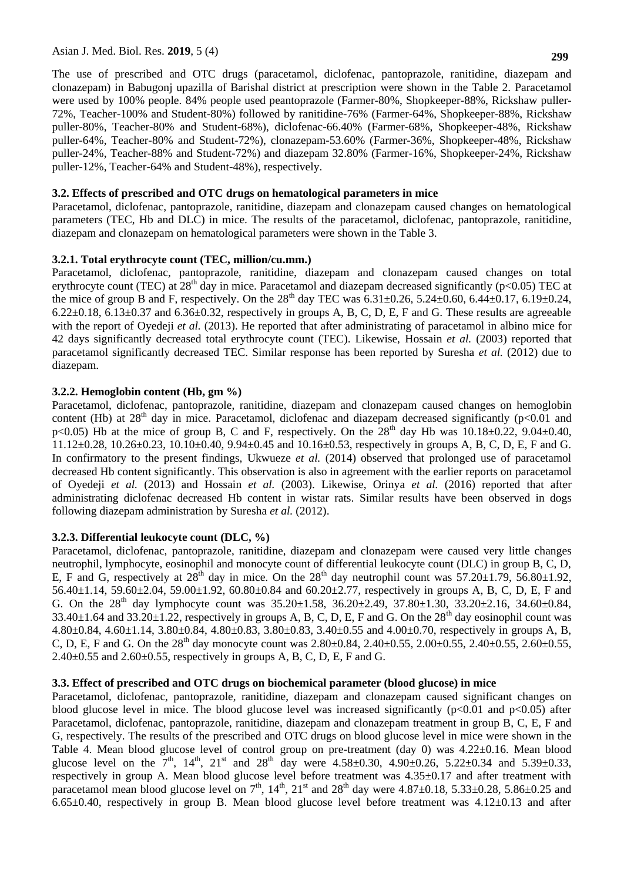The use of prescribed and OTC drugs (paracetamol, diclofenac, pantoprazole, ranitidine, diazepam and clonazepam) in Babugonj upazilla of Barishal district at prescription were shown in the Table 2. Paracetamol were used by 100% people. 84% people used peantoprazole (Farmer-80%, Shopkeeper-88%, Rickshaw puller-72%, Teacher-100% and Student-80%) followed by ranitidine-76% (Farmer-64%, Shopkeeper-88%, Rickshaw puller-80%, Teacher-80% and Student-68%), diclofenac-66.40% (Farmer-68%, Shopkeeper-48%, Rickshaw puller-64%, Teacher-80% and Student-72%), clonazepam-53.60% (Farmer-36%, Shopkeeper-48%, Rickshaw puller-24%, Teacher-88% and Student-72%) and diazepam 32.80% (Farmer-16%, Shopkeeper-24%, Rickshaw puller-12%, Teacher-64% and Student-48%), respectively.

### 3.2. Effects of prescribed and OTC drugs on hematological parameters in mice

Paracetamol, diclofenac, pantoprazole, ranitidine, diazepam and clonazepam caused changes on hematological parameters (TEC, Hb and DLC) in mice. The results of the paracetamol, diclofenac, pantoprazole, ranitidine, diazepam and clonazepam on hematological parameters were shown in the Table 3.

#### 3.2.1. Total erythrocyte count (TEC, million/cu.mm.)

Paracetamol, diclofenac, pantoprazole, ranitidine, diazepam and clonazepam caused changes on total erythrocyte count (TEC) at 28th day in mice. Paracetamol and diazepam decreased significantly ($p<0.05$) TEC at the mice of group B and F, respectively. On the 28th day TEC was 6.31±0.26, 5.24±0.60, 6.44±0.17, 6.19±0.24, 6.22±0.18, 6.13±0.37 and 6.36±0.32, respectively in groups A, B, C, D, E, F and G. These results are agreeable with the report of Oyedeji *et al.* (2013). He reported that after administrating of paracetamol in albino mice for 42 days significantly decreased total erythrocyte count (TEC). Likewise, Hossain *et al.* (2003) reported that paracetamol significantly decreased TEC. Similar response has been reported by Suresha *et al.* (2012) due to diazepam.

#### 3.2.2. Hemoglobin content (Hb, gm %)

Paracetamol, diclofenac, pantoprazole, ranitidine, diazepam and clonazepam caused changes on hemoglobin content (Hb) at 28th day in mice. Paracetamol, diclofenac and diazepam decreased significantly ($p<0.01$ and $p<0.05$) Hb at the mice of group B, C and F, respectively. On the 28th day Hb was 10.18±0.22, 9.04±0.40, 11.12±0.28, 10.26±0.23, 10.10±0.40, 9.94±0.45 and 10.16±0.53, respectively in groups A, B, C, D, E, F and G. In confirmatory to the present findings, Ukwueze *et al.* (2014) observed that prolonged use of paracetamol decreased Hb content significantly. This observation is also in agreement with the earlier reports on paracetamol of Oyedeji *et al.* (2013) and Hossain *et al.* (2003). Likewise, Orinya *et al.* (2016) reported that after administrating diclofenac decreased Hb content in wistar rats. Similar results have been observed in dogs following diazepam administration by Suresha *et al.* (2012).

#### 3.2.3. Differential leukocyte count (DLC, %)

Paracetamol, diclofenac, pantoprazole, ranitidine, diazepam and clonazepam were caused very little changes neutrophil, lymphocyte, eosinophil and monocyte count of differential leukocyte count (DLC) in group B, C, D, E, F and G, respectively at 28th day in mice. On the 28th day neutrophil count was 57.20±1.79, 56.80±1.92, 56.40±1.14, 59.60±2.04, 59.00±1.92, 60.80±0.84 and 60.20±2.77, respectively in groups A, B, C, D, E, F and G. On the 28th day lymphocyte count was 35.20±1.58, 36.20±2.49, 37.80±1.30, 33.20±2.16, 34.60±0.84, 33.40±1.64 and 33.20±1.22, respectively in groups A, B, C, D, E, F and G. On the 28th day eosinophil count was 4.80±0.84, 4.60±1.14, 3.80±0.84, 4.80±0.83, 3.80±0.83, 3.40±0.55 and 4.00±0.70, respectively in groups A, B, C, D, E, F and G. On the 28th day monocyte count was 2.80±0.84, 2.40±0.55, 2.00±0.55, 2.40±0.55, 2.60±0.55, 2.40±0.55 and 2.60±0.55, respectively in groups A, B, C, D, E, F and G.

### 3.3. Effect of prescribed and OTC drugs on biochemical parameter (blood glucose) in mice

Paracetamol, diclofenac, pantoprazole, ranitidine, diazepam and clonazepam caused significant changes on blood glucose level in mice. The blood glucose level was increased significantly ($p<0.01$ and $p<0.05$) after Paracetamol, diclofenac, pantoprazole, ranitidine, diazepam and clonazepam treatment in group B, C, E, F and G, respectively. The results of the prescribed and OTC drugs on blood glucose level in mice were shown in the Table 4. Mean blood glucose level of control group on pre-treatment (day 0) was 4.22±0.16. Mean blood glucose level on the 7th, 14th, 21st and 28th day were 4.58±0.30, 4.90±0.26, 5.22±0.34 and 5.39±0.33, respectively in group A. Mean blood glucose level before treatment was 4.35±0.17 and after treatment with paracetamol mean blood glucose level on 7th, 14th, 21st and 28th day were 4.87±0.18, 5.33±0.28, 5.86±0.25 and 6.65±0.40, respectively in group B. Mean blood glucose level before treatment was 4.12±0.13 and after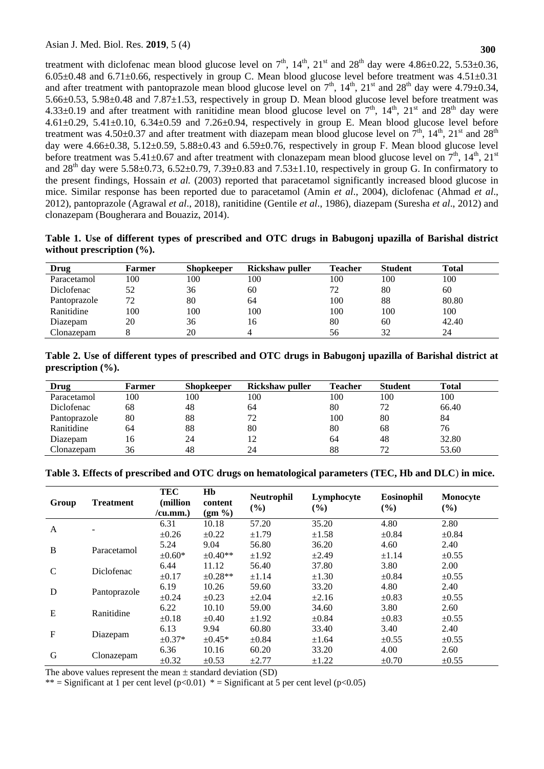treatment with diclofenac mean blood glucose level on 7[th], 14[th], 21[st] and 28[th] day were 4.86±0.22, 5.53±0.36, 6.05±0.48 and 6.71±0.66, respectively in group C. Mean blood glucose level before treatment was 4.51±0.31 and after treatment with pantoprazole mean blood glucose level on 7[th], 14[th], 21[st] and 28[th] day were 4.79±0.34, 5.66±0.53, 5.98±0.48 and 7.87±1.53, respectively in group D. Mean blood glucose level before treatment was 4.33±0.19 and after treatment with ranitidine mean blood glucose level on 7[th], 14[th], 21[st] and 28[th] day were 4.61±0.29, 5.41±0.10, 6.34±0.59 and 7.26±0.94, respectively in group E. Mean blood glucose level before treatment was 4.50±0.37 and after treatment with diazepam mean blood glucose level on 7[th], 14[th], 21[st] and 28[th] day were 4.66±0.38, 5.12±0.59, 5.88±0.43 and 6.59±0.76, respectively in group F. Mean blood glucose level before treatment was 5.41±0.67 and after treatment with clonazepam mean blood glucose level on 7[th], 14[th], 21[st] and 28[th] day were 5.58±0.73, 6.52±0.79, 7.39±0.83 and 7.53±1.10, respectively in group G. In confirmatory to the present findings, Hossain *et al.* (2003) reported that paracetamol significantly increased blood glucose in mice. Similar response has been reported due to paracetamol (Amin *et al*., 2004), diclofenac (Ahmad *et al*., 2012), pantoprazole (Agrawal *et al*., 2018), ranitidine (Gentile *et al*., 1986), diazepam (Suresha *et al*., 2012) and clonazepam (Bougherara and Bouaziz, 2014).

**Table 1. Use of different types of prescribed and OTC drugs in Babugonj upazilla of Barishal district without prescription (%).**

| Drug | Farmer | Shopkeeper | Rickshaw puller | Teacher | Student | Total |
|---|---|---|---|---|---|---|
| Paracetamol | 100 | 100 | 100 | 100 | 100 | 100 |
| Diclofenac | 52 | 36 | 60 | 72 | 80 | 60 |
| Pantoprazole | 72 | 80 | 64 | 100 | 88 | 80.80 |
| Ranitidine | 100 | 100 | 100 | 100 | 100 | 100 |
| Diazepam | 20 | 36 | 16 | 80 | 60 | 42.40 |
| Clonazepam | 8 | 20 | 4 | 56 | 32 | 24 |

**Table 2. Use of different types of prescribed and OTC drugs in Babugonj upazilla of Barishal district at prescription (%).**

| Drug | Farmer | Shopkeeper | Rickshaw puller | Teacher | Student | Total |
|---|---|---|---|---|---|---|
| Paracetamol | 100 | 100 | 100 | 100 | 100 | 100 |
| Diclofenac | 68 | 48 | 64 | 80 | 72 | 66.40 |
| Pantoprazole | 80 | 88 | 72 | 100 | 80 | 84 |
| Ranitidine | 64 | 88 | 80 | 80 | 68 | 76 |
| Diazepam | 16 | 24 | 12 | 64 | 48 | 32.80 |
| Clonazepam | 36 | 48 | 24 | 88 | 72 | 53.60 |

**Table 3. Effects of prescribed and OTC drugs on hematological parameters (TEC, Hb and DLC) in mice.**

| Group | Treatment | TEC (million /cu.mm.) | Hb content (gm %) | Neutrophil (%) | Lymphocyte (%) | Eosinophil (%) | Monocyte (%) |
|---|---|---|---|---|---|---|---|
| A | - | 6.31 ±0.26 | 10.18 ±0.22 | 57.20 ±1.79 | 35.20 ±1.58 | 4.80 ±0.84 | 2.80 ±0.84 |
| B | Paracetamol | 5.24 ±0.60* | 9.04 ±0.40** | 56.80 ±1.92 | 36.20 ±2.49 | 4.60 ±1.14 | 2.40 ±0.55 |
| C | Diclofenac | 6.44 ±0.17 | 11.12 ±0.28** | 56.40 ±1.14 | 37.80 ±1.30 | 3.80 ±0.84 | 2.00 ±0.55 |
| D | Pantoprazole | 6.19 ±0.24 | 10.26 ±0.23 | 59.60 ±2.04 | 33.20 ±2.16 | 4.80 ±0.83 | 2.40 ±0.55 |
| E | Ranitidine | 6.22 ±0.18 | 10.10 ±0.40 | 59.00 ±1.92 | 34.60 ±0.84 | 3.80 ±0.83 | 2.60 ±0.55 |
| F | Diazepam | 6.13 ±0.37* | 9.94 ±0.45* | 60.80 ±0.84 | 33.40 ±1.64 | 3.40 ±0.55 | 2.40 ±0.55 |
| G | Clonazepam | 6.36 ±0.32 | 10.16 ±0.53 | 60.20 ±2.77 | 33.20 ±1.22 | 4.00 ±0.70 | 2.60 ±0.55 |

The above values represent the mean ± standard deviation (SD)

** = Significant at 1 per cent level ($p<0.01$) * = Significant at 5 per cent level ($p<0.05$)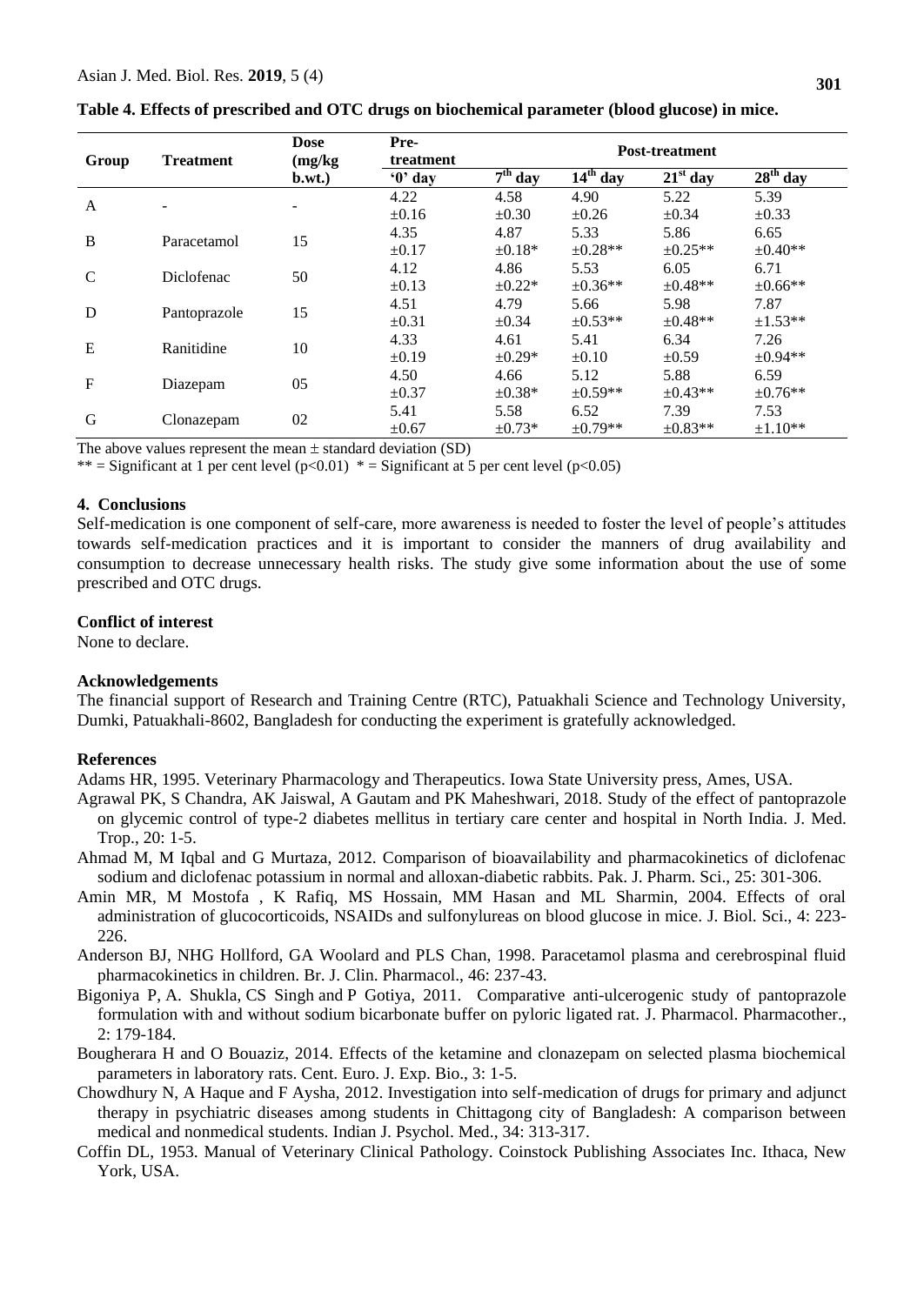**Table 4. Effects of prescribed and OTC drugs on biochemical parameter (blood glucose) in mice.**

| Group | Treatment | Dose (mg/kg b.wt.) | Pre-treatment | Post-treatment | | | |
|---|---|---|---|---|---|---|---|
| | | | '0' day | 7th day | 14th day | 21st day | 28th day |
| A | - | - | 4.22 ±0.16 | 4.58 ±0.30 | 4.90 ±0.26 | 5.22 ±0.34 | 5.39 ±0.33 |
| B | Paracetamol | 15 | 4.35 ±0.17 | 4.87 ±0.18* | 5.33 ±0.28** | 5.86 ±0.25** | 6.65 ±0.40** |
| C | Diclofenac | 50 | 4.12 ±0.13 | 4.86 ±0.22* | 5.53 ±0.36** | 6.05 ±0.48** | 6.71 ±0.66** |
| D | Pantoprazole | 15 | 4.51 ±0.31 | 4.79 ±0.34 | 5.66 ±0.53** | 5.98 ±0.48** | 7.87 ±1.53** |
| E | Ranitidine | 10 | 4.33 ±0.19 | 4.61 ±0.29* | 5.41 ±0.10 | 6.34 ±0.59 | 7.26 ±0.94** |
| F | Diazepam | 05 | 4.50 ±0.37 | 4.66 ±0.38* | 5.12 ±0.59** | 5.88 ±0.43** | 6.59 ±0.76** |
| G | Clonazepam | 02 | 5.41 ±0.67 | 5.58 ±0.73* | 6.52 ±0.79** | 7.39 ±0.83** | 7.53 ±1.10** |

The above values represent the mean ± standard deviation (SD)

** = Significant at 1 per cent level ($p<0.01$) * = Significant at 5 per cent level ($p<0.05$)

## 4. Conclusions

Self-medication is one component of self-care, more awareness is needed to foster the level of people's attitudes towards self-medication practices and it is important to consider the manners of drug availability and consumption to decrease unnecessary health risks. The study give some information about the use of some prescribed and OTC drugs.

### Conflict of interest

None to declare.

### Acknowledgements

The financial support of Research and Training Centre (RTC), Patuakhali Science and Technology University, Dumki, Patuakhali-8602, Bangladesh for conducting the experiment is gratefully acknowledged.

### References

Adams HR, 1995. Veterinary Pharmacology and Therapeutics. Iowa State University press, Ames, USA.

Agrawal PK, S Chandra, AK Jaiswal, A Gautam and PK Maheshwari, 2018. Study of the effect of pantoprazole on glycemic control of type-2 diabetes mellitus in tertiary care center and hospital in North India. J. Med. Trop., 20: 1-5.

Ahmad M, M Iqbal and G Murtaza, 2012. Comparison of bioavailability and pharmacokinetics of diclofenac sodium and diclofenac potassium in normal and alloxan-diabetic rabbits. Pak. J. Pharm. Sci., 25: 301-306.

Amin MR, M Mostofa , K Rafiq, MS Hossain, MM Hasan and ML Sharmin, 2004. Effects of oral administration of glucocorticoids, NSAIDs and sulfonylureas on blood glucose in mice. J. Biol. Sci., 4: 223-226.

Anderson BJ, NHG Hollford, GA Woolard and PLS Chan, 1998. Paracetamol plasma and cerebrospinal fluid pharmacokinetics in children. Br. J. Clin. Pharmacol., 46: 237-43.

Bigoniya P, A. Shukla, CS Singh and P Gotiya, 2011. Comparative anti-ulcerogenic study of pantoprazole formulation with and without sodium bicarbonate buffer on pyloric ligated rat. J. Pharmacol. Pharmacother., 2: 179-184.

Bougherara H and O Bouaziz, 2014. Effects of the ketamine and clonazepam on selected plasma biochemical parameters in laboratory rats. Cent. Euro. J. Exp. Bio., 3: 1-5.

Chowdhury N, A Haque and F Aysha, 2012. Investigation into self-medication of drugs for primary and adjunct therapy in psychiatric diseases among students in Chittagong city of Bangladesh: A comparison between medical and nonmedical students. Indian J. Psychol. Med., 34: 313-317.

Coffin DL, 1953. Manual of Veterinary Clinical Pathology. Coinstock Publishing Associates Inc. Ithaca, New York, USA.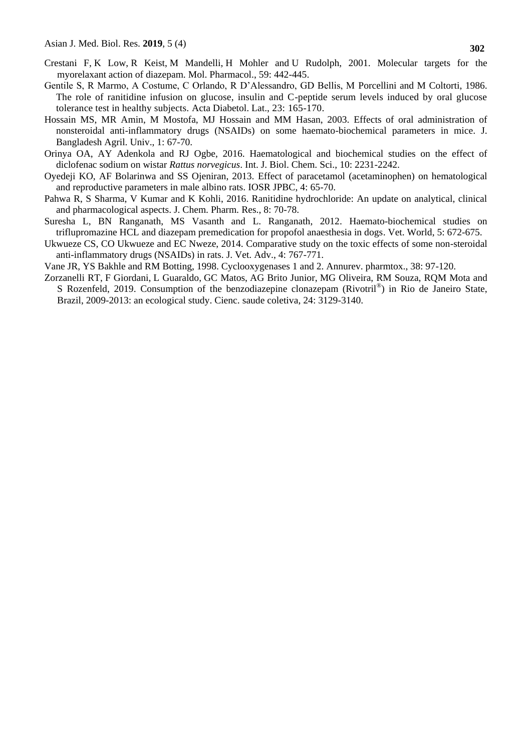Crestani F, K Low, R Keist, M Mandelli, H Mohler and U Rudolph, 2001. Molecular targets for the myorelaxant action of diazepam. Mol. Pharmacol., 59: 442-445.

Gentile S, R Marmo, A Costume, C Orlando, R D'Alessandro, GD Bellis, M Porcellini and M Coltorti, 1986. The role of ranitidine infusion on glucose, insulin and C-peptide serum levels induced by oral glucose tolerance test in healthy subjects. Acta Diabetol. Lat., 23: 165-170.

Hossain MS, MR Amin, M Mostofa, MJ Hossain and MM Hasan, 2003. Effects of oral administration of nonsteroidal anti-inflammatory drugs (NSAIDs) on some haemato-biochemical parameters in mice. J. Bangladesh Agril. Univ., 1: 67-70.

Orinya OA, AY Adenkola and RJ Ogbe, 2016. Haematological and biochemical studies on the effect of diclofenac sodium on wistar *Rattus norvegicus*. Int. J. Biol. Chem. Sci., 10: 2231-2242.

Oyedeji KO, AF Bolarinwa and SS Ojeniran, 2013. Effect of paracetamol (acetaminophen) on hematological and reproductive parameters in male albino rats. IOSR JPBC, 4: 65-70.

Pahwa R, S Sharma, V Kumar and K Kohli, 2016. Ranitidine hydrochloride: An update on analytical, clinical and pharmacological aspects. J. Chem. Pharm. Res., 8: 70-78.

Suresha L, BN Ranganath, MS Vasanth and L. Ranganath, 2012. Haemato-biochemical studies on triflupromazine HCL and diazepam premedication for propofol anaesthesia in dogs. Vet. World, 5: 672-675.

Ukwueze CS, CO Ukwueze and EC Nweze, 2014. Comparative study on the toxic effects of some non-steroidal anti-inflammatory drugs (NSAIDs) in rats. J. Vet. Adv., 4: 767-771.

Vane JR, YS Bakhle and RM Botting, 1998. Cyclooxygenases 1 and 2. Annurev. pharmtox., 38: 97-120.

Zorzanelli RT, F Giordani, L Guaraldo, GC Matos, AG Brito Junior, MG Oliveira, RM Souza, RQM Mota and S Rozenfeld, 2019. Consumption of the benzodiazepine clonazepam (Rivotril®) in Rio de Janeiro State, Brazil, 2009-2013: an ecological study. Cienc. saude coletiva, 24: 3129-3140.